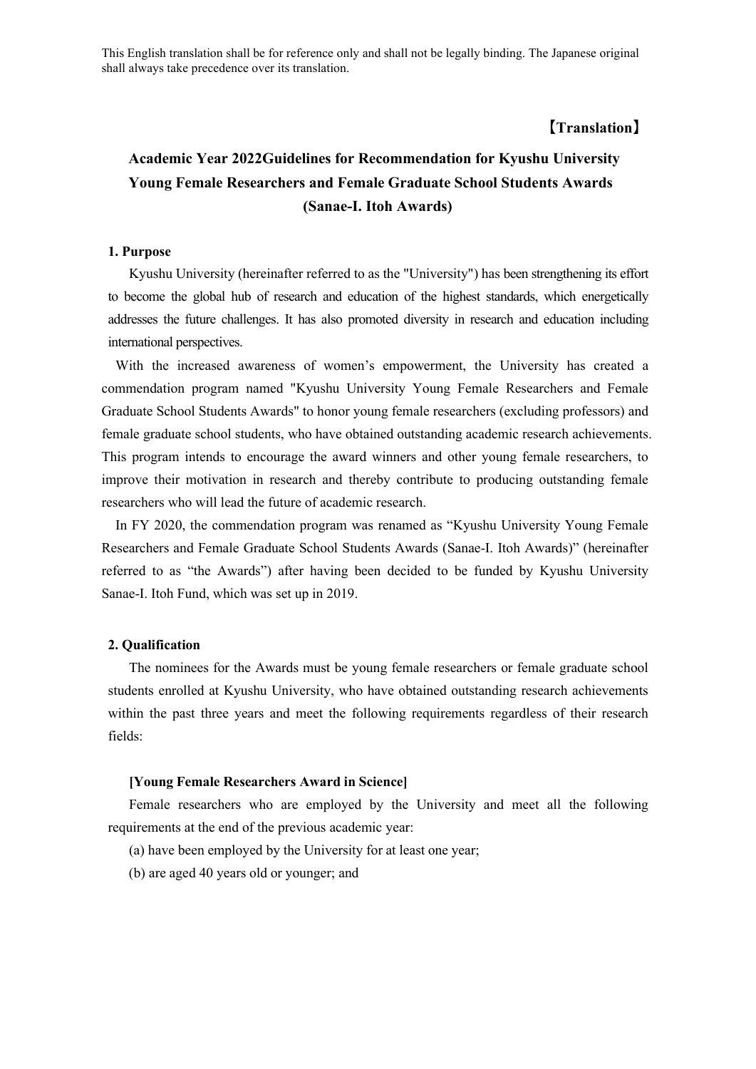This English translation shall be for reference only and shall not be legally binding. The Japanese original shall always take precedence over its translation.

【Translation】

# Academic Year 2022Guidelines for Recommendation for Kyushu University Young Female Researchers and Female Graduate School Students Awards (Sanae-I. Itoh Awards)

## 1. Purpose

Kyushu University (hereinafter referred to as the "University") has been strengthening its effort to become the global hub of research and education of the highest standards, which energetically addresses the future challenges. It has also promoted diversity in research and education including international perspectives.

With the increased awareness of women's empowerment, the University has created a commendation program named "Kyushu University Young Female Researchers and Female Graduate School Students Awards" to honor young female researchers (excluding professors) and female graduate school students, who have obtained outstanding academic research achievements. This program intends to encourage the award winners and other young female researchers, to improve their motivation in research and thereby contribute to producing outstanding female researchers who will lead the future of academic research.

In FY 2020, the commendation program was renamed as "Kyushu University Young Female Researchers and Female Graduate School Students Awards (Sanae-I. Itoh Awards)" (hereinafter referred to as "the Awards") after having been decided to be funded by Kyushu University Sanae-I. Itoh Fund, which was set up in 2019.

## 2. Qualification

The nominees for the Awards must be young female researchers or female graduate school students enrolled at Kyushu University, who have obtained outstanding research achievements within the past three years and meet the following requirements regardless of their research fields:

**[Young Female Researchers Award in Science]**

Female researchers who are employed by the University and meet all the following requirements at the end of the previous academic year:

(a) have been employed by the University for at least one year;

(b) are aged 40 years old or younger; and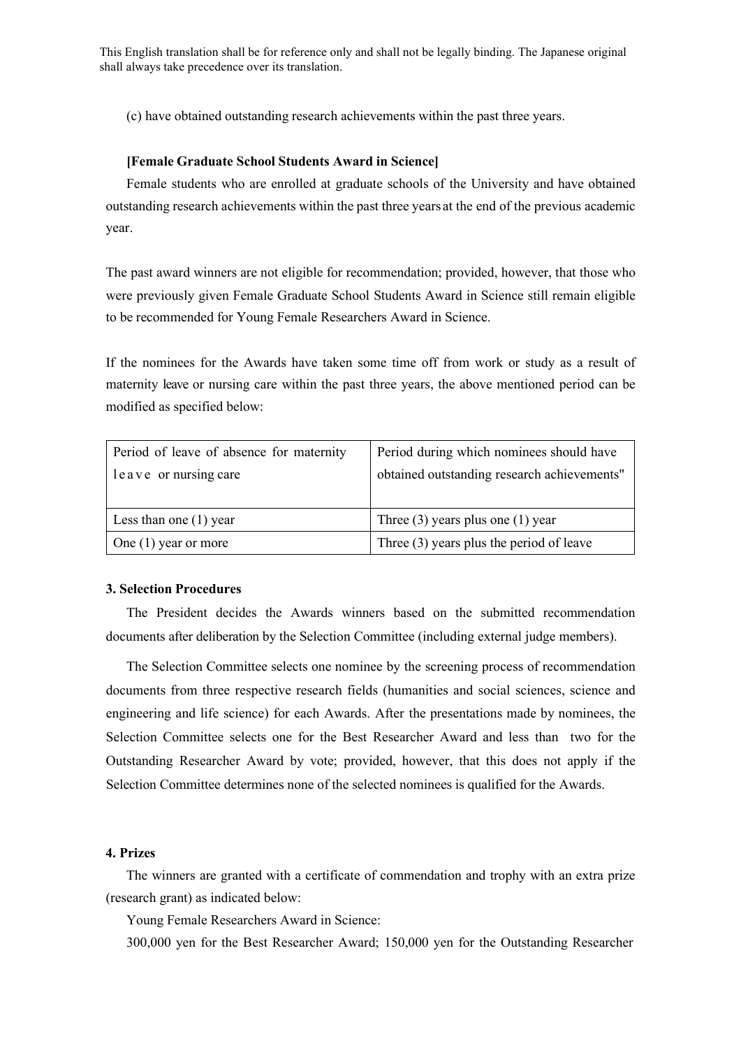This English translation shall be for reference only and shall not be legally binding. The Japanese original shall always take precedence over its translation.

(c) have obtained outstanding research achievements within the past three years.

**[Female Graduate School Students Award in Science]**

Female students who are enrolled at graduate schools of the University and have obtained outstanding research achievements within the past three years at the end of the previous academic year.

The past award winners are not eligible for recommendation; provided, however, that those who were previously given Female Graduate School Students Award in Science still remain eligible to be recommended for Young Female Researchers Award in Science.

If the nominees for the Awards have taken some time off from work or study as a result of maternity leave or nursing care within the past three years, the above mentioned period can be modified as specified below:

| Period of leave of absence for maternity leave or nursing care | Period during which nominees should have obtained outstanding research achievements" |
|---|---|
| Less than one (1) year | Three (3) years plus one (1) year |
| One (1) year or more | Three (3) years plus the period of leave |

**3. Selection Procedures**

The President decides the Awards winners based on the submitted recommendation documents after deliberation by the Selection Committee (including external judge members).

The Selection Committee selects one nominee by the screening process of recommendation documents from three respective research fields (humanities and social sciences, science and engineering and life science) for each Awards. After the presentations made by nominees, the Selection Committee selects one for the Best Researcher Award and less than two for the Outstanding Researcher Award by vote; provided, however, that this does not apply if the Selection Committee determines none of the selected nominees is qualified for the Awards.

**4. Prizes**

The winners are granted with a certificate of commendation and trophy with an extra prize (research grant) as indicated below:

Young Female Researchers Award in Science:

300,000 yen for the Best Researcher Award; 150,000 yen for the Outstanding Researcher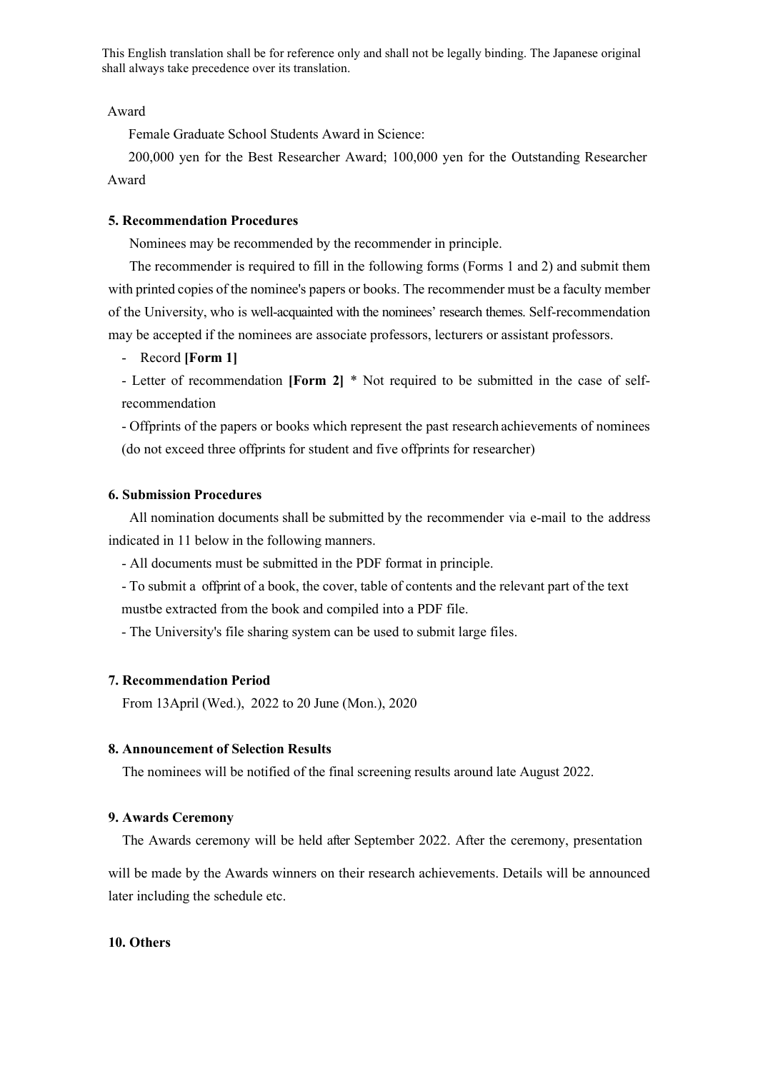This English translation shall be for reference only and shall not be legally binding. The Japanese original shall always take precedence over its translation.

Award

Female Graduate School Students Award in Science:

200,000 yen for the Best Researcher Award; 100,000 yen for the Outstanding Researcher Award

**5. Recommendation Procedures**

Nominees may be recommended by the recommender in principle.

The recommender is required to fill in the following forms (Forms 1 and 2) and submit them with printed copies of the nominee's papers or books. The recommender must be a faculty member of the University, who is well-acquainted with the nominees' research themes. Self-recommendation may be accepted if the nominees are associate professors, lecturers or assistant professors.

- Record **[Form 1]**
- Letter of recommendation **[Form 2]** * Not required to be submitted in the case of self-recommendation
- Offprints of the papers or books which represent the past research achievements of nominees (do not exceed three offprints for student and five offprints for researcher)

**6. Submission Procedures**

All nomination documents shall be submitted by the recommender via e-mail to the address indicated in 11 below in the following manners.

- All documents must be submitted in the PDF format in principle.
- To submit a offprint of a book, the cover, table of contents and the relevant part of the text mustbe extracted from the book and compiled into a PDF file.
- The University's file sharing system can be used to submit large files.

**7. Recommendation Period**

From 13April (Wed.), 2022 to 20 June (Mon.), 2020

**8. Announcement of Selection Results**

The nominees will be notified of the final screening results around late August 2022.

**9. Awards Ceremony**

The Awards ceremony will be held after September 2022. After the ceremony, presentation will be made by the Awards winners on their research achievements. Details will be announced later including the schedule etc.

**10. Others**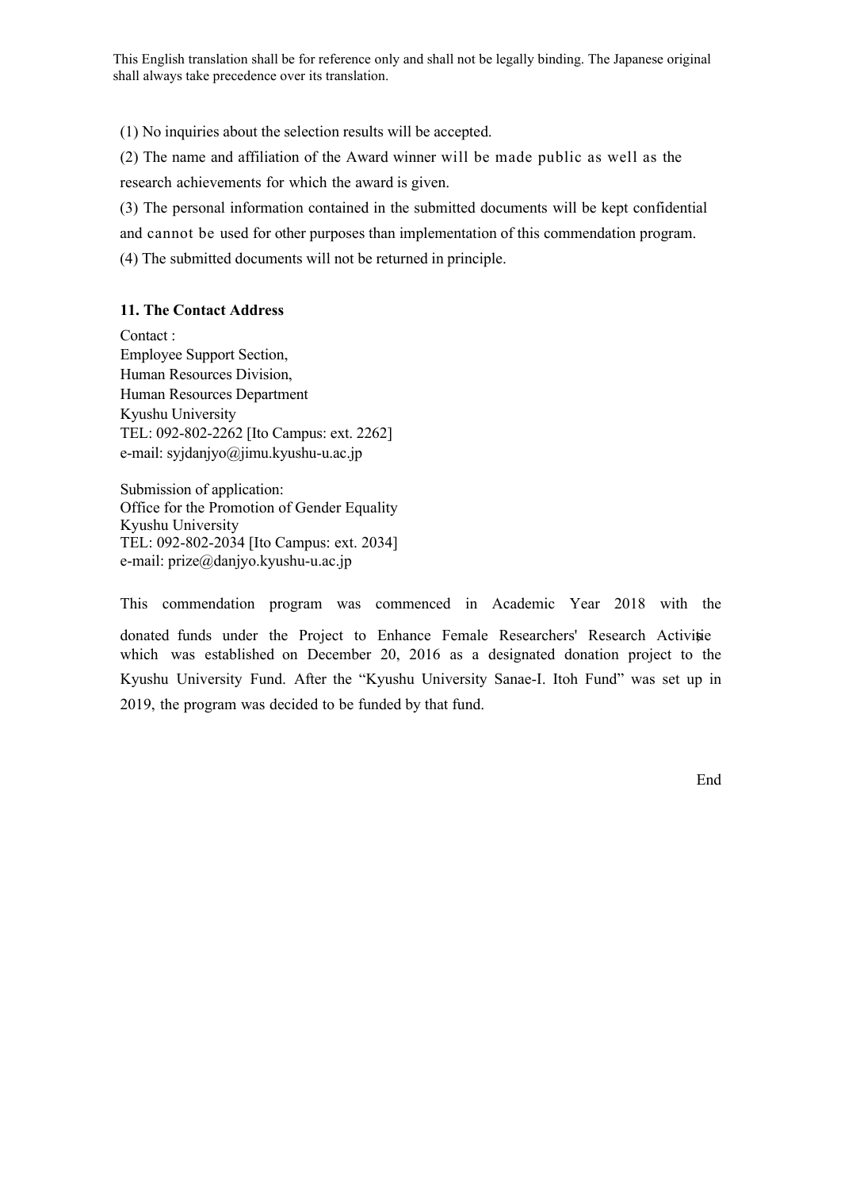This English translation shall be for reference only and shall not be legally binding. The Japanese original shall always take precedence over its translation.

(1) No inquiries about the selection results will be accepted.

(2) The name and affiliation of the Award winner will be made public as well as the research achievements for which the award is given.

(3) The personal information contained in the submitted documents will be kept confidential and cannot be used for other purposes than implementation of this commendation program.

(4) The submitted documents will not be returned in principle.

### 11. The Contact Address

Contact :
Employee Support Section,
Human Resources Division,
Human Resources Department
Kyushu University
TEL: 092-802-2262 [Ito Campus: ext. 2262]
e-mail: syjdanjyo@jimu.kyushu-u.ac.jp

Submission of application:
Office for the Promotion of Gender Equality
Kyushu University
TEL: 092-802-2034 [Ito Campus: ext. 2034]
e-mail: prize@danjyo.kyushu-u.ac.jp

This commendation program was commenced in Academic Year 2018 with the donated funds under the Project to Enhance Female Researchers' Research Activities which was established on December 20, 2016 as a designated donation project to the Kyushu University Fund. After the "Kyushu University Sanae-I. Itoh Fund" was set up in 2019, the program was decided to be funded by that fund.

End